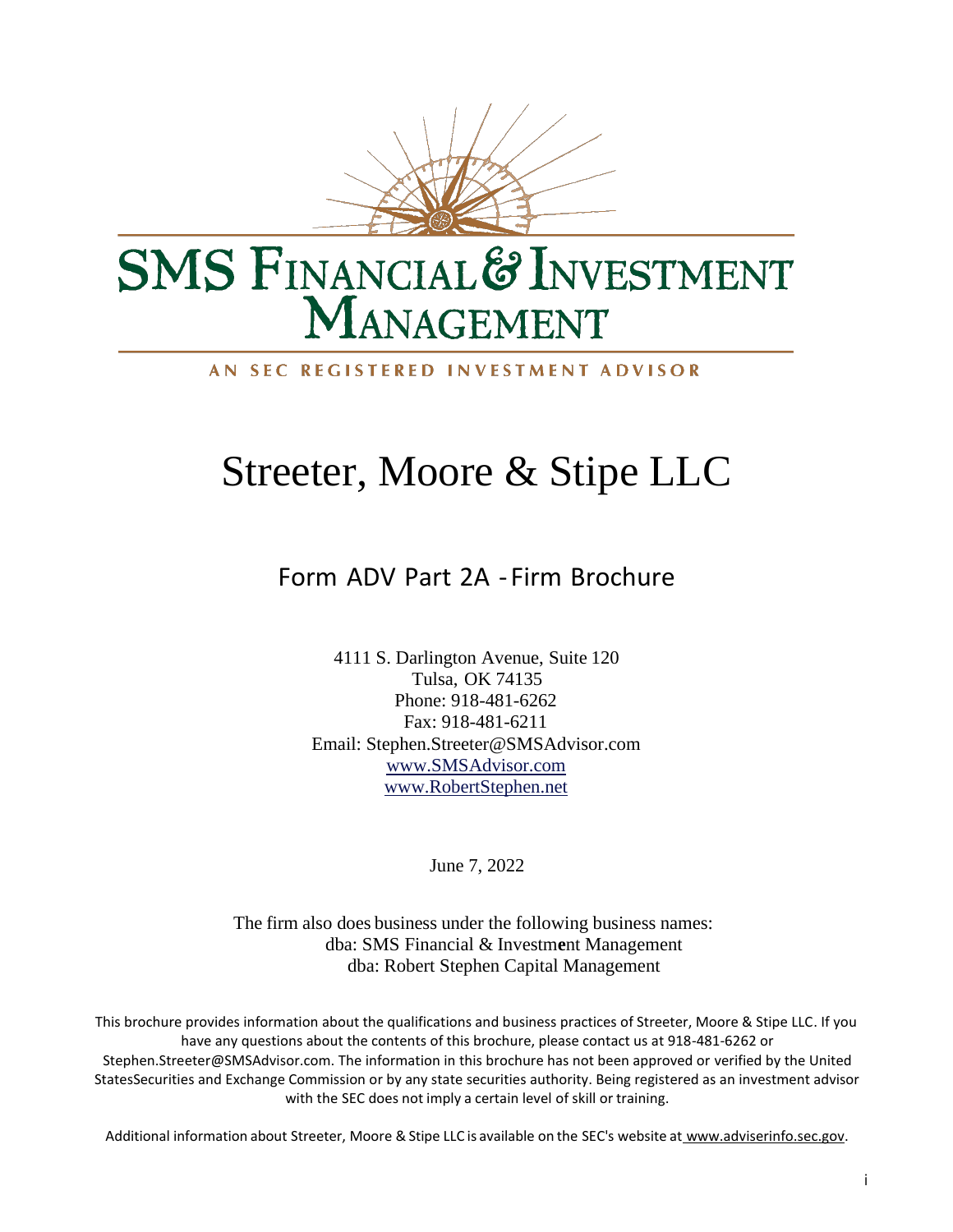# SMS FINANCIAL & INVESTMENT MANAGEMENT

AN SEC REGISTERED INVESTMENT ADVISOR

# Streeter, Moore & Stipe LLC

## Form ADV Part 2A - Firm Brochure

4111 S. Darlington Avenue, Suite 120
Tulsa, OK 74135
Phone: 918-481-6262
Fax: 918-481-6211
Email: Stephen.Streeter@SMSAdvisor.com
www.SMSAdvisor.com
www.RobertStephen.net

June 7, 2022

The firm also does business under the following business names:
dba: SMS Financial & Investment Management
dba: Robert Stephen Capital Management

This brochure provides information about the qualifications and business practices of Streeter, Moore & Stipe LLC. If you have any questions about the contents of this brochure, please contact us at 918-481-6262 or Stephen.Streeter@SMSAdvisor.com. The information in this brochure has not been approved or verified by the United StatesSecurities and Exchange Commission or by any state securities authority. Being registered as an investment advisor with the SEC does not imply a certain level of skill or training.

Additional information about Streeter, Moore & Stipe LLC is available on the SEC's website at www.adviserinfo.sec.gov.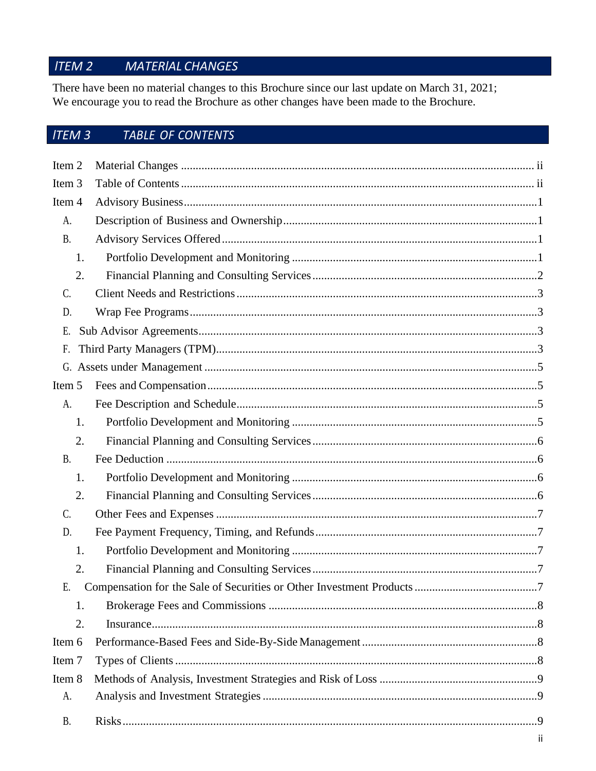## ITEM 2 MATERIAL CHANGES

There have been no material changes to this Brochure since our last update on March 31, 2021; We encourage you to read the Brochure as other changes have been made to the Brochure.

## ITEM 3 TABLE OF CONTENTS

- Item 2 Material Changes ..... ii
- Item 3 Table of Contents ..... ii
- Item 4 Advisory Business ..... 1
  - A. Description of Business and Ownership ..... 1
  - B. Advisory Services Offered ..... 1
    - 1. Portfolio Development and Monitoring ..... 1
    - 2. Financial Planning and Consulting Services ..... 2
  - C. Client Needs and Restrictions ..... 3
  - D. Wrap Fee Programs ..... 3
  - E. Sub Advisor Agreements ..... 3
  - F. Third Party Managers (TPM) ..... 3
  - G. Assets under Management ..... 5
- Item 5 Fees and Compensation ..... 5
  - A. Fee Description and Schedule ..... 5
    - 1. Portfolio Development and Monitoring ..... 5
    - 2. Financial Planning and Consulting Services ..... 6
  - B. Fee Deduction ..... 6
    - 1. Portfolio Development and Monitoring ..... 6
    - 2. Financial Planning and Consulting Services ..... 6
  - C. Other Fees and Expenses ..... 7
  - D. Fee Payment Frequency, Timing, and Refunds ..... 7
    - 1. Portfolio Development and Monitoring ..... 7
    - 2. Financial Planning and Consulting Services ..... 7
  - E. Compensation for the Sale of Securities or Other Investment Products ..... 7
    - 1. Brokerage Fees and Commissions ..... 8
    - 2. Insurance ..... 8
- Item 6 Performance-Based Fees and Side-By-Side Management ..... 8
- Item 7 Types of Clients ..... 8
- Item 8 Methods of Analysis, Investment Strategies and Risk of Loss ..... 9
  - A. Analysis and Investment Strategies ..... 9
  - B. Risks ..... 9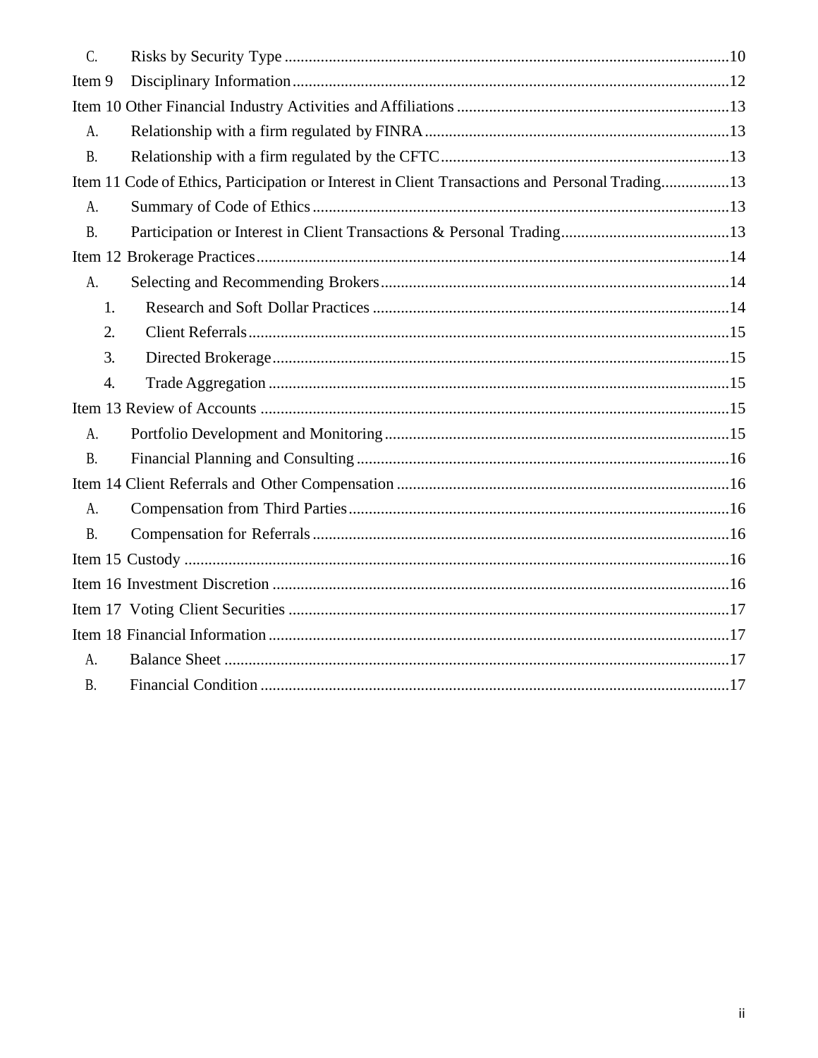C. Risks by Security Type ....................................................................................................10

Item 9 Disciplinary Information ....................................................................................................12

Item 10 Other Financial Industry Activities and Affiliations ...........................................................13

A. Relationship with a firm regulated by FINRA ...........................................................................13

B. Relationship with a firm regulated by the CFTC .......................................................................13

Item 11 Code of Ethics, Participation or Interest in Client Transactions and Personal Trading.................13

A. Summary of Code of Ethics .......................................................................................................13

B. Participation or Interest in Client Transactions & Personal Trading..........................................13

Item 12 Brokerage Practices..............................................................................................................14

A. Selecting and Recommending Brokers.......................................................................................14

1. Research and Soft Dollar Practices ........................................................................................14
2. Client Referrals.......................................................................................................................15
3. Directed Brokerage.................................................................................................................15
4. Trade Aggregation ..................................................................................................................15

Item 13 Review of Accounts ..............................................................................................................15

A. Portfolio Development and Monitoring......................................................................................15

B. Financial Planning and Consulting ............................................................................................16

Item 14 Client Referrals and Other Compensation ..........................................................................16

A. Compensation from Third Parties..............................................................................................16

B. Compensation for Referrals .......................................................................................................16

Item 15 Custody ................................................................................................................................16

Item 16 Investment Discretion ..........................................................................................................16

Item 17 Voting Client Securities .......................................................................................................17

Item 18 Financial Information ..........................................................................................................17

A. Balance Sheet ............................................................................................................................17

B. Financial Condition ....................................................................................................................17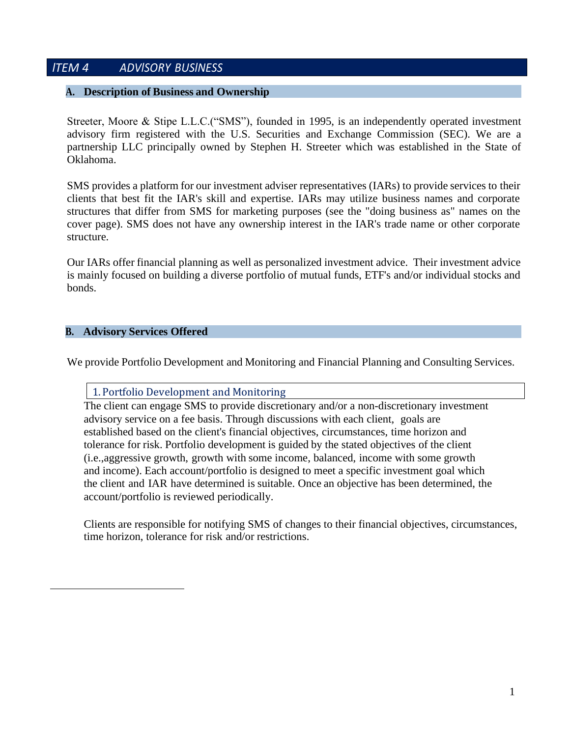## *ITEM 4 ADVISORY BUSINESS*

### A. Description of Business and Ownership

Streeter, Moore & Stipe L.L.C.("SMS"), founded in 1995, is an independently operated investment advisory firm registered with the U.S. Securities and Exchange Commission (SEC). We are a partnership LLC principally owned by Stephen H. Streeter which was established in the State of Oklahoma.

SMS provides a platform for our investment adviser representatives (IARs) to provide services to their clients that best fit the IAR's skill and expertise. IARs may utilize business names and corporate structures that differ from SMS for marketing purposes (see the "doing business as" names on the cover page). SMS does not have any ownership interest in the IAR's trade name or other corporate structure.

Our IARs offer financial planning as well as personalized investment advice. Their investment advice is mainly focused on building a diverse portfolio of mutual funds, ETF's and/or individual stocks and bonds.

### B. Advisory Services Offered

We provide Portfolio Development and Monitoring and Financial Planning and Consulting Services.

#### 1. Portfolio Development and Monitoring

The client can engage SMS to provide discretionary and/or a non-discretionary investment advisory service on a fee basis. Through discussions with each client, goals are established based on the client's financial objectives, circumstances, time horizon and tolerance for risk. Portfolio development is guided by the stated objectives of the client (i.e.,aggressive growth, growth with some income, balanced, income with some growth and income). Each account/portfolio is designed to meet a specific investment goal which the client and IAR have determined is suitable. Once an objective has been determined, the account/portfolio is reviewed periodically.

Clients are responsible for notifying SMS of changes to their financial objectives, circumstances, time horizon, tolerance for risk and/or restrictions.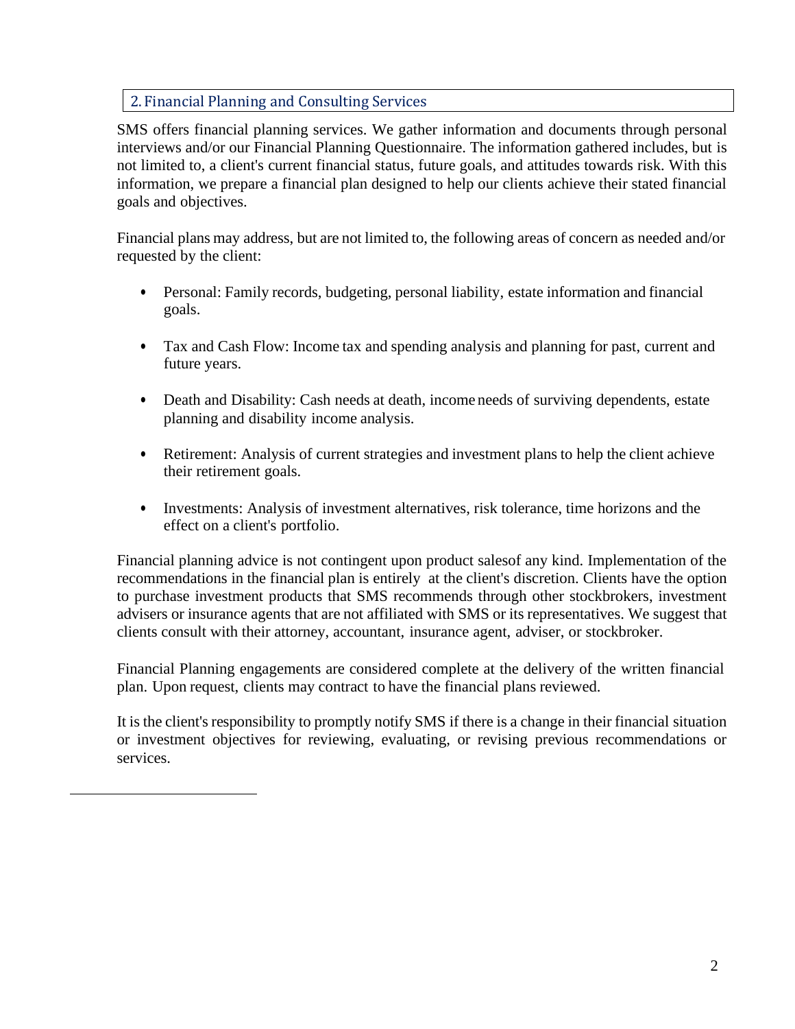## 2. Financial Planning and Consulting Services

SMS offers financial planning services. We gather information and documents through personal interviews and/or our Financial Planning Questionnaire. The information gathered includes, but is not limited to, a client's current financial status, future goals, and attitudes towards risk. With this information, we prepare a financial plan designed to help our clients achieve their stated financial goals and objectives.

Financial plans may address, but are not limited to, the following areas of concern as needed and/or requested by the client:

- Personal: Family records, budgeting, personal liability, estate information and financial goals.
- Tax and Cash Flow: Income tax and spending analysis and planning for past, current and future years.
- Death and Disability: Cash needs at death, income needs of surviving dependents, estate planning and disability income analysis.
- Retirement: Analysis of current strategies and investment plans to help the client achieve their retirement goals.
- Investments: Analysis of investment alternatives, risk tolerance, time horizons and the effect on a client's portfolio.

Financial planning advice is not contingent upon product salesof any kind. Implementation of the recommendations in the financial plan is entirely at the client's discretion. Clients have the option to purchase investment products that SMS recommends through other stockbrokers, investment advisers or insurance agents that are not affiliated with SMS or its representatives. We suggest that clients consult with their attorney, accountant, insurance agent, adviser, or stockbroker.

Financial Planning engagements are considered complete at the delivery of the written financial plan. Upon request, clients may contract to have the financial plans reviewed.

It is the client's responsibility to promptly notify SMS if there is a change in their financial situation or investment objectives for reviewing, evaluating, or revising previous recommendations or services.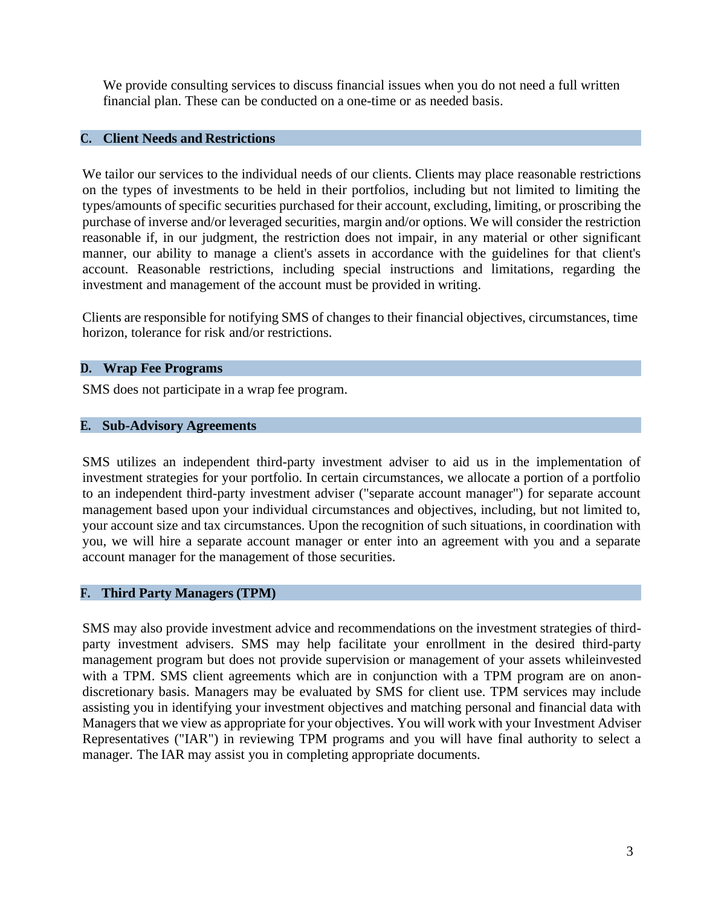We provide consulting services to discuss financial issues when you do not need a full written financial plan. These can be conducted on a one-time or as needed basis.

## C. Client Needs and Restrictions

We tailor our services to the individual needs of our clients. Clients may place reasonable restrictions on the types of investments to be held in their portfolios, including but not limited to limiting the types/amounts of specific securities purchased for their account, excluding, limiting, or proscribing the purchase of inverse and/or leveraged securities, margin and/or options. We will consider the restriction reasonable if, in our judgment, the restriction does not impair, in any material or other significant manner, our ability to manage a client's assets in accordance with the guidelines for that client's account. Reasonable restrictions, including special instructions and limitations, regarding the investment and management of the account must be provided in writing.

Clients are responsible for notifying SMS of changes to their financial objectives, circumstances, time horizon, tolerance for risk and/or restrictions.

## D. Wrap Fee Programs

SMS does not participate in a wrap fee program.

## E. Sub-Advisory Agreements

SMS utilizes an independent third-party investment adviser to aid us in the implementation of investment strategies for your portfolio. In certain circumstances, we allocate a portion of a portfolio to an independent third-party investment adviser ("separate account manager") for separate account management based upon your individual circumstances and objectives, including, but not limited to, your account size and tax circumstances. Upon the recognition of such situations, in coordination with you, we will hire a separate account manager or enter into an agreement with you and a separate account manager for the management of those securities.

## F. Third Party Managers (TPM)

SMS may also provide investment advice and recommendations on the investment strategies of third-party investment advisers. SMS may help facilitate your enrollment in the desired third-party management program but does not provide supervision or management of your assets whileinvested with a TPM. SMS client agreements which are in conjunction with a TPM program are on anon-discretionary basis. Managers may be evaluated by SMS for client use. TPM services may include assisting you in identifying your investment objectives and matching personal and financial data with Managers that we view as appropriate for your objectives. You will work with your Investment Adviser Representatives ("IAR") in reviewing TPM programs and you will have final authority to select a manager. The IAR may assist you in completing appropriate documents.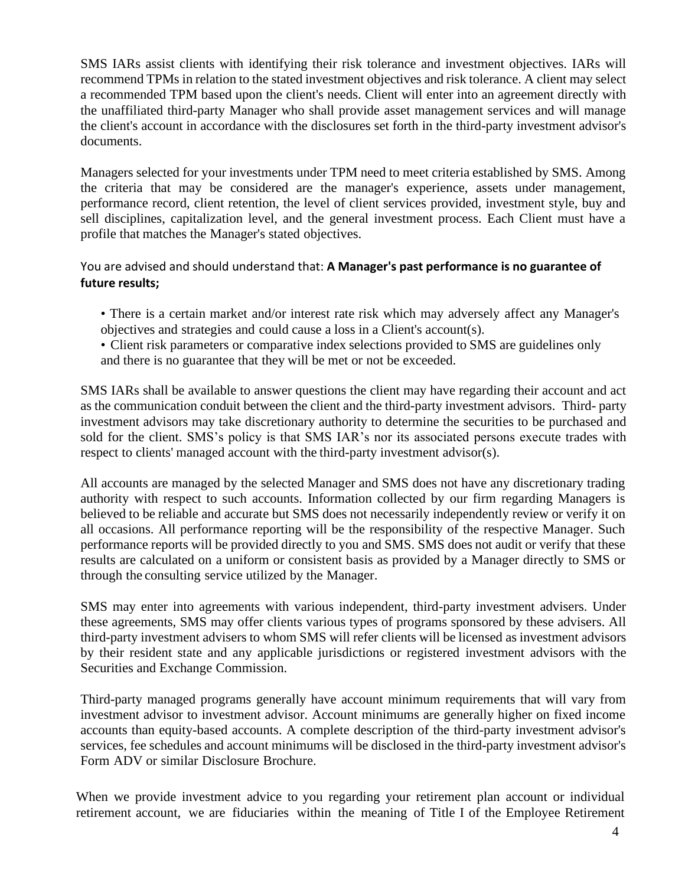SMS IARs assist clients with identifying their risk tolerance and investment objectives. IARs will recommend TPMs in relation to the stated investment objectives and risk tolerance. A client may select a recommended TPM based upon the client's needs. Client will enter into an agreement directly with the unaffiliated third-party Manager who shall provide asset management services and will manage the client's account in accordance with the disclosures set forth in the third-party investment advisor's documents.

Managers selected for your investments under TPM need to meet criteria established by SMS. Among the criteria that may be considered are the manager's experience, assets under management, performance record, client retention, the level of client services provided, investment style, buy and sell disciplines, capitalization level, and the general investment process. Each Client must have a profile that matches the Manager's stated objectives.

You are advised and should understand that: **A Manager's past performance is no guarantee of future results;**

- There is a certain market and/or interest rate risk which may adversely affect any Manager's objectives and strategies and could cause a loss in a Client's account(s).
- Client risk parameters or comparative index selections provided to SMS are guidelines only and there is no guarantee that they will be met or not be exceeded.

SMS IARs shall be available to answer questions the client may have regarding their account and act as the communication conduit between the client and the third-party investment advisors. Third- party investment advisors may take discretionary authority to determine the securities to be purchased and sold for the client. SMS's policy is that SMS IAR's nor its associated persons execute trades with respect to clients' managed account with the third-party investment advisor(s).

All accounts are managed by the selected Manager and SMS does not have any discretionary trading authority with respect to such accounts. Information collected by our firm regarding Managers is believed to be reliable and accurate but SMS does not necessarily independently review or verify it on all occasions. All performance reporting will be the responsibility of the respective Manager. Such performance reports will be provided directly to you and SMS. SMS does not audit or verify that these results are calculated on a uniform or consistent basis as provided by a Manager directly to SMS or through the consulting service utilized by the Manager.

SMS may enter into agreements with various independent, third-party investment advisers. Under these agreements, SMS may offer clients various types of programs sponsored by these advisers. All third-party investment advisers to whom SMS will refer clients will be licensed as investment advisors by their resident state and any applicable jurisdictions or registered investment advisors with the Securities and Exchange Commission.

Third-party managed programs generally have account minimum requirements that will vary from investment advisor to investment advisor. Account minimums are generally higher on fixed income accounts than equity-based accounts. A complete description of the third-party investment advisor's services, fee schedules and account minimums will be disclosed in the third-party investment advisor's Form ADV or similar Disclosure Brochure.

When we provide investment advice to you regarding your retirement plan account or individual retirement account, we are fiduciaries within the meaning of Title I of the Employee Retirement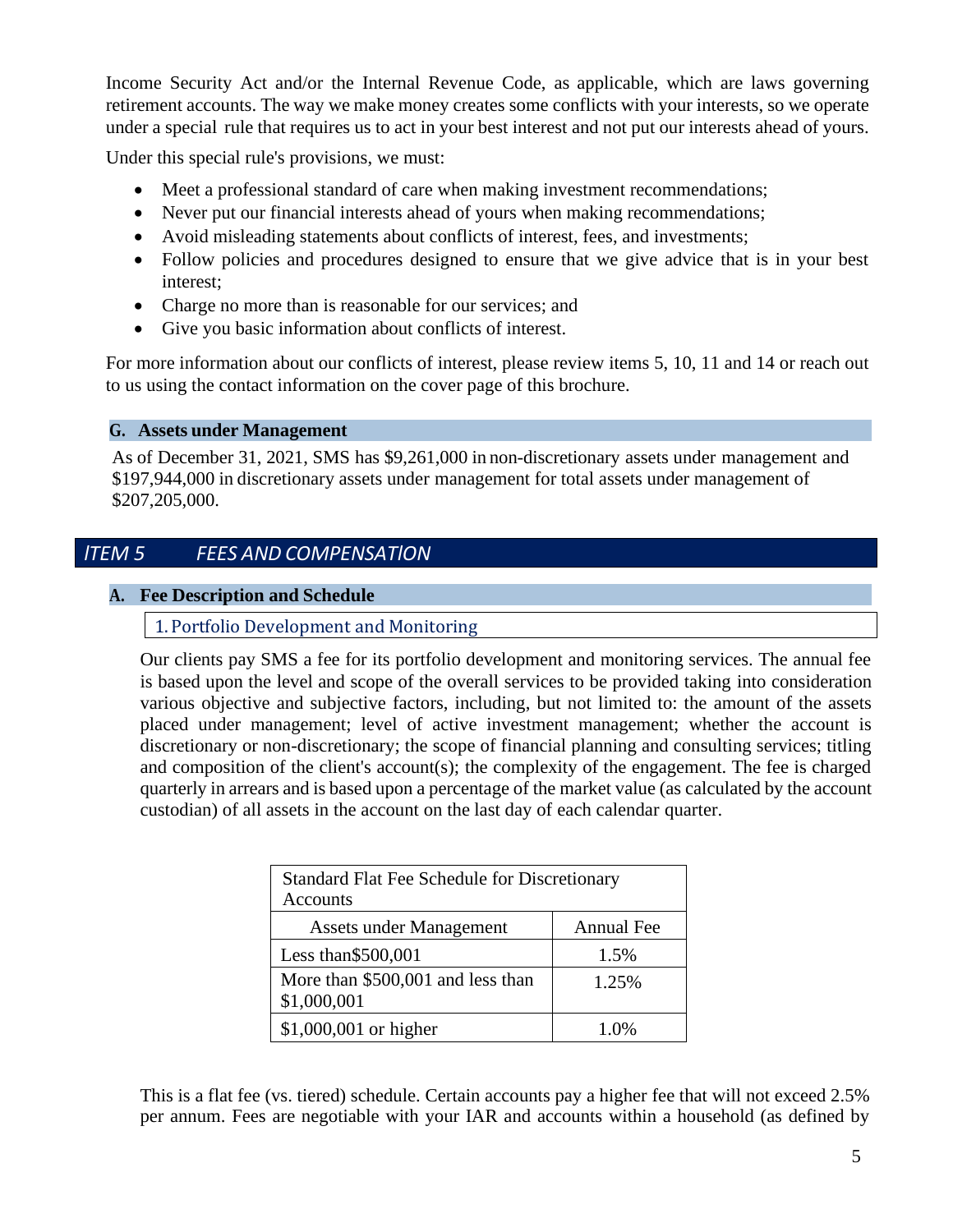Income Security Act and/or the Internal Revenue Code, as applicable, which are laws governing retirement accounts. The way we make money creates some conflicts with your interests, so we operate under a special rule that requires us to act in your best interest and not put our interests ahead of yours.

Under this special rule's provisions, we must:

- Meet a professional standard of care when making investment recommendations;
- Never put our financial interests ahead of yours when making recommendations;
- Avoid misleading statements about conflicts of interest, fees, and investments;
- Follow policies and procedures designed to ensure that we give advice that is in your best interest;
- Charge no more than is reasonable for our services; and
- Give you basic information about conflicts of interest.

For more information about our conflicts of interest, please review items 5, 10, 11 and 14 or reach out to us using the contact information on the cover page of this brochure.

### G. Assets under Management

As of December 31, 2021, SMS has $9,261,000 in non-discretionary assets under management and $197,944,000 in discretionary assets under management for total assets under management of $207,205,000.

## ITEM 5 FEES AND COMPENSATION

### A. Fee Description and Schedule

#### 1. Portfolio Development and Monitoring

Our clients pay SMS a fee for its portfolio development and monitoring services. The annual fee is based upon the level and scope of the overall services to be provided taking into consideration various objective and subjective factors, including, but not limited to: the amount of the assets placed under management; level of active investment management; whether the account is discretionary or non-discretionary; the scope of financial planning and consulting services; titling and composition of the client's account(s); the complexity of the engagement. The fee is charged quarterly in arrears and is based upon a percentage of the market value (as calculated by the account custodian) of all assets in the account on the last day of each calendar quarter.

| Standard Flat Fee Schedule for Discretionary Accounts | |
|---|---|
| Assets under Management | Annual Fee |
| Less than$500,001 | 1.5% |
| More than $500,001 and less than $1,000,001 | 1.25% |
| $1,000,001 or higher | 1.0% |

This is a flat fee (vs. tiered) schedule. Certain accounts pay a higher fee that will not exceed 2.5% per annum. Fees are negotiable with your IAR and accounts within a household (as defined by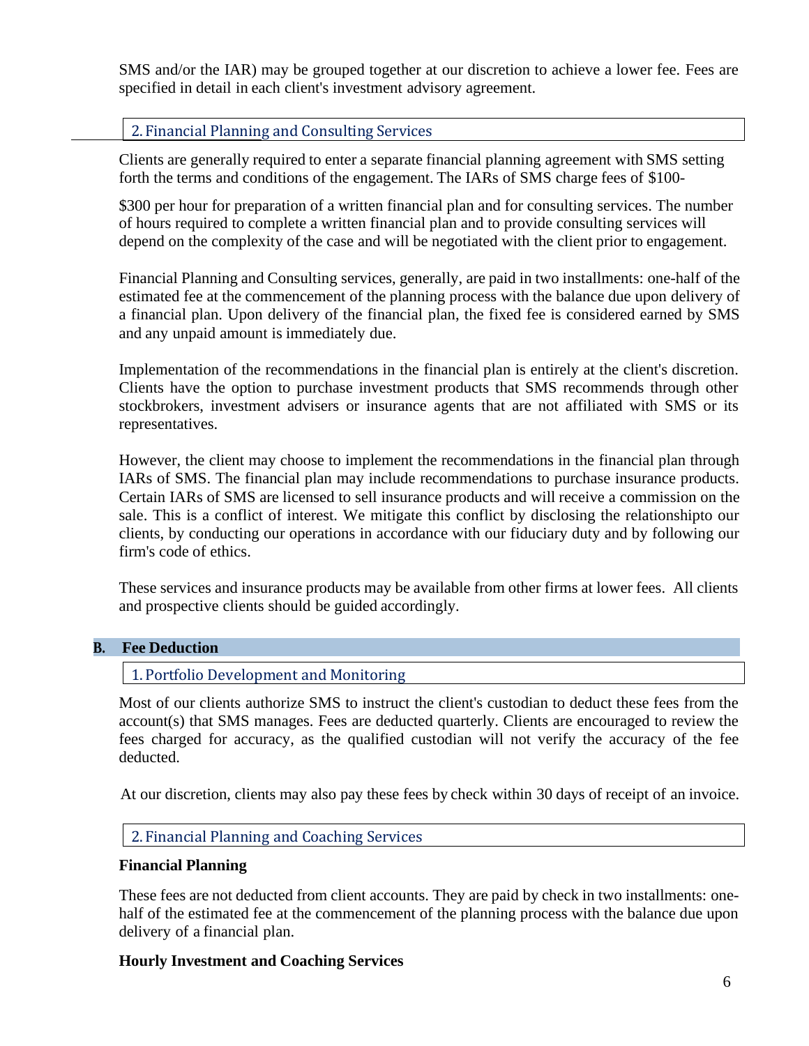SMS and/or the IAR) may be grouped together at our discretion to achieve a lower fee. Fees are specified in detail in each client's investment advisory agreement.

### 2. Financial Planning and Consulting Services

Clients are generally required to enter a separate financial planning agreement with SMS setting forth the terms and conditions of the engagement. The IARs of SMS charge fees of $100-

$300 per hour for preparation of a written financial plan and for consulting services. The number of hours required to complete a written financial plan and to provide consulting services will depend on the complexity of the case and will be negotiated with the client prior to engagement.

Financial Planning and Consulting services, generally, are paid in two installments: one-half of the estimated fee at the commencement of the planning process with the balance due upon delivery of a financial plan. Upon delivery of the financial plan, the fixed fee is considered earned by SMS and any unpaid amount is immediately due.

Implementation of the recommendations in the financial plan is entirely at the client's discretion. Clients have the option to purchase investment products that SMS recommends through other stockbrokers, investment advisers or insurance agents that are not affiliated with SMS or its representatives.

However, the client may choose to implement the recommendations in the financial plan through IARs of SMS. The financial plan may include recommendations to purchase insurance products. Certain IARs of SMS are licensed to sell insurance products and will receive a commission on the sale. This is a conflict of interest. We mitigate this conflict by disclosing the relationshipto our clients, by conducting our operations in accordance with our fiduciary duty and by following our firm's code of ethics.

These services and insurance products may be available from other firms at lower fees. All clients and prospective clients should be guided accordingly.

## B. Fee Deduction

### 1. Portfolio Development and Monitoring

Most of our clients authorize SMS to instruct the client's custodian to deduct these fees from the account(s) that SMS manages. Fees are deducted quarterly. Clients are encouraged to review the fees charged for accuracy, as the qualified custodian will not verify the accuracy of the fee deducted.

At our discretion, clients may also pay these fees by check within 30 days of receipt of an invoice.

### 2. Financial Planning and Coaching Services

**Financial Planning**

These fees are not deducted from client accounts. They are paid by check in two installments: one-half of the estimated fee at the commencement of the planning process with the balance due upon delivery of a financial plan.

**Hourly Investment and Coaching Services**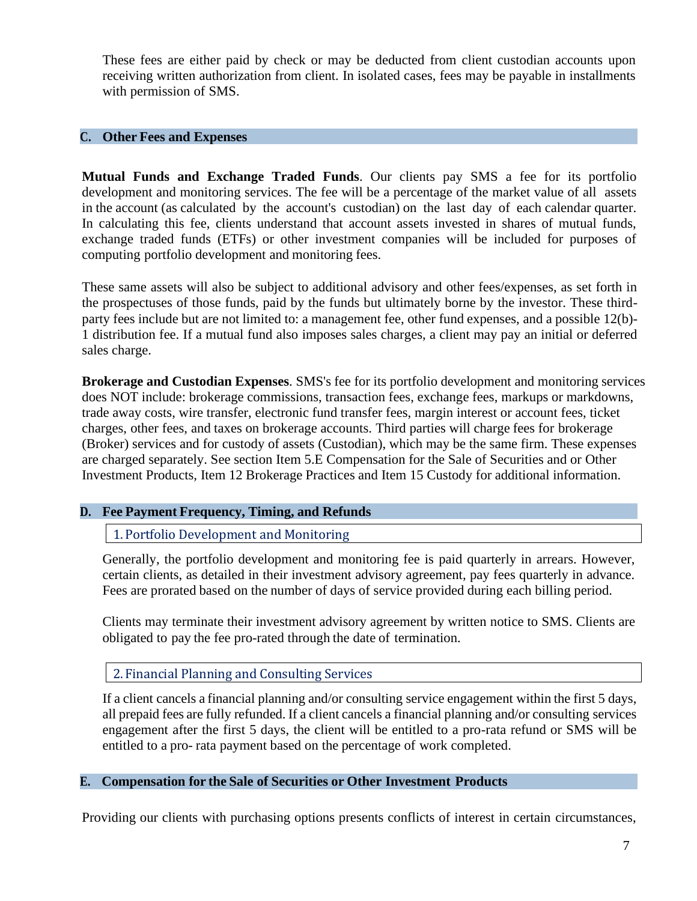These fees are either paid by check or may be deducted from client custodian accounts upon receiving written authorization from client. In isolated cases, fees may be payable in installments with permission of SMS.

## C. Other Fees and Expenses

**Mutual Funds and Exchange Traded Funds**. Our clients pay SMS a fee for its portfolio development and monitoring services. The fee will be a percentage of the market value of all assets in the account (as calculated by the account's custodian) on the last day of each calendar quarter. In calculating this fee, clients understand that account assets invested in shares of mutual funds, exchange traded funds (ETFs) or other investment companies will be included for purposes of computing portfolio development and monitoring fees.

These same assets will also be subject to additional advisory and other fees/expenses, as set forth in the prospectuses of those funds, paid by the funds but ultimately borne by the investor. These third-party fees include but are not limited to: a management fee, other fund expenses, and a possible 12(b)-1 distribution fee. If a mutual fund also imposes sales charges, a client may pay an initial or deferred sales charge.

**Brokerage and Custodian Expenses**. SMS's fee for its portfolio development and monitoring services does NOT include: brokerage commissions, transaction fees, exchange fees, markups or markdowns, trade away costs, wire transfer, electronic fund transfer fees, margin interest or account fees, ticket charges, other fees, and taxes on brokerage accounts. Third parties will charge fees for brokerage (Broker) services and for custody of assets (Custodian), which may be the same firm. These expenses are charged separately. See section Item 5.E Compensation for the Sale of Securities and or Other Investment Products, Item 12 Brokerage Practices and Item 15 Custody for additional information.

## D. Fee Payment Frequency, Timing, and Refunds

### 1. Portfolio Development and Monitoring

Generally, the portfolio development and monitoring fee is paid quarterly in arrears. However, certain clients, as detailed in their investment advisory agreement, pay fees quarterly in advance. Fees are prorated based on the number of days of service provided during each billing period.

Clients may terminate their investment advisory agreement by written notice to SMS. Clients are obligated to pay the fee pro-rated through the date of termination.

### 2. Financial Planning and Consulting Services

If a client cancels a financial planning and/or consulting service engagement within the first 5 days, all prepaid fees are fully refunded. If a client cancels a financial planning and/or consulting services engagement after the first 5 days, the client will be entitled to a pro-rata refund or SMS will be entitled to a pro- rata payment based on the percentage of work completed.

## E. Compensation for the Sale of Securities or Other Investment Products

Providing our clients with purchasing options presents conflicts of interest in certain circumstances,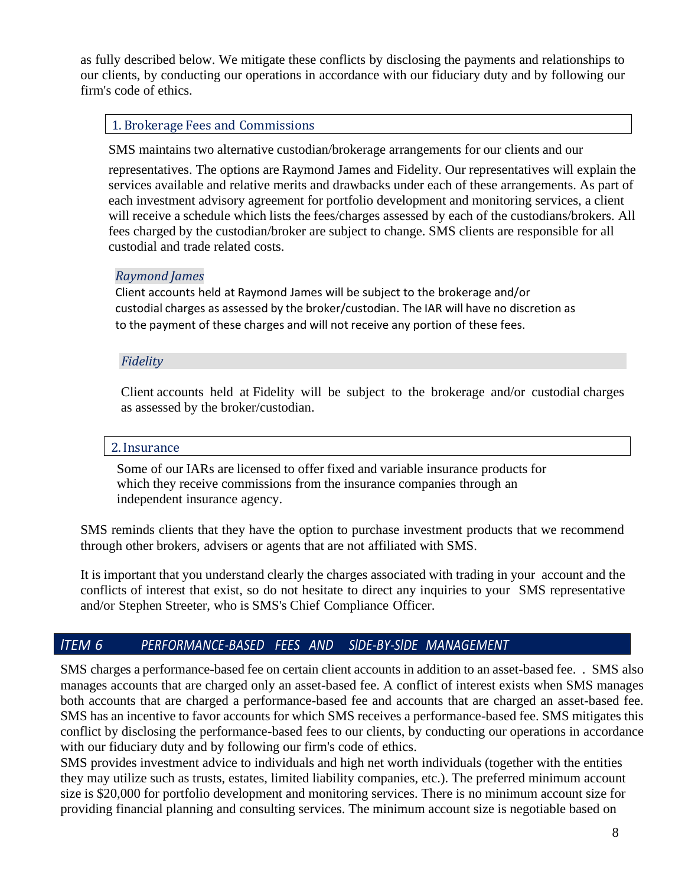as fully described below. We mitigate these conflicts by disclosing the payments and relationships to our clients, by conducting our operations in accordance with our fiduciary duty and by following our firm's code of ethics.

### 1. Brokerage Fees and Commissions

SMS maintains two alternative custodian/brokerage arrangements for our clients and our representatives. The options are Raymond James and Fidelity. Our representatives will explain the services available and relative merits and drawbacks under each of these arrangements. As part of each investment advisory agreement for portfolio development and monitoring services, a client will receive a schedule which lists the fees/charges assessed by each of the custodians/brokers. All fees charged by the custodian/broker are subject to change. SMS clients are responsible for all custodial and trade related costs.

#### *Raymond James*

Client accounts held at Raymond James will be subject to the brokerage and/or custodial charges as assessed by the broker/custodian. The IAR will have no discretion as to the payment of these charges and will not receive any portion of these fees.

#### *Fidelity*

Client accounts held at Fidelity will be subject to the brokerage and/or custodial charges as assessed by the broker/custodian.

### 2. Insurance

Some of our IARs are licensed to offer fixed and variable insurance products for which they receive commissions from the insurance companies through an independent insurance agency.

SMS reminds clients that they have the option to purchase investment products that we recommend through other brokers, advisers or agents that are not affiliated with SMS.

It is important that you understand clearly the charges associated with trading in your account and the conflicts of interest that exist, so do not hesitate to direct any inquiries to your SMS representative and/or Stephen Streeter, who is SMS's Chief Compliance Officer.

## *ITEM 6 PERFORMANCE-BASED FEES AND SIDE-BY-SIDE MANAGEMENT*

SMS charges a performance-based fee on certain client accounts in addition to an asset-based fee. . SMS also manages accounts that are charged only an asset-based fee. A conflict of interest exists when SMS manages both accounts that are charged a performance-based fee and accounts that are charged an asset-based fee. SMS has an incentive to favor accounts for which SMS receives a performance-based fee. SMS mitigates this conflict by disclosing the performance-based fees to our clients, by conducting our operations in accordance with our fiduciary duty and by following our firm's code of ethics.

SMS provides investment advice to individuals and high net worth individuals (together with the entities they may utilize such as trusts, estates, limited liability companies, etc.). The preferred minimum account size is $20,000 for portfolio development and monitoring services. There is no minimum account size for providing financial planning and consulting services. The minimum account size is negotiable based on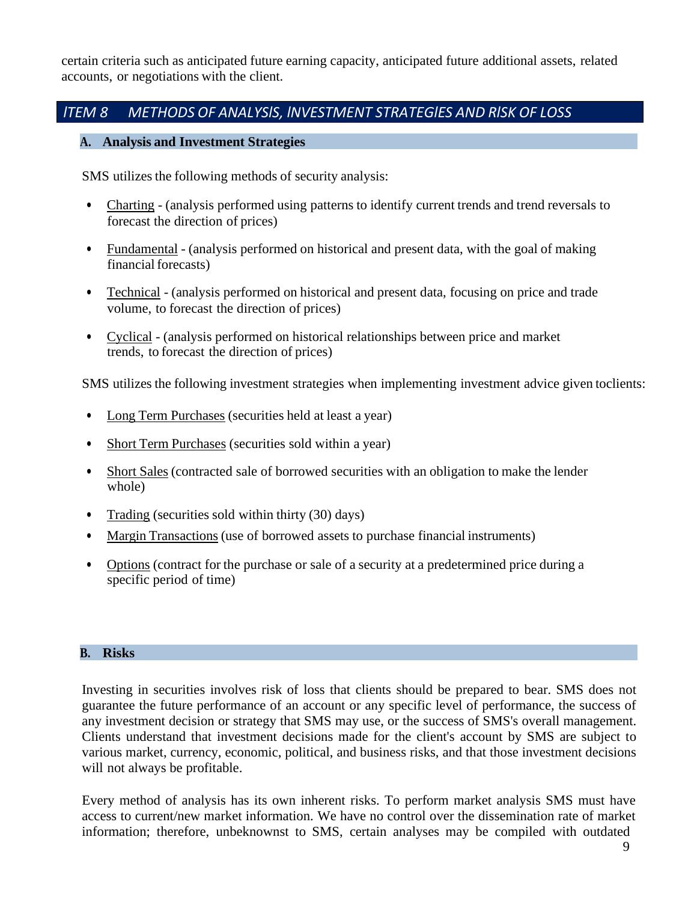certain criteria such as anticipated future earning capacity, anticipated future additional assets, related accounts, or negotiations with the client.

## ITEM 8 METHODS OF ANALYSIS, INVESTMENT STRATEGIES AND RISK OF LOSS

### A. Analysis and Investment Strategies

SMS utilizes the following methods of security analysis:

- Charting - (analysis performed using patterns to identify current trends and trend reversals to forecast the direction of prices)
- Fundamental - (analysis performed on historical and present data, with the goal of making financial forecasts)
- Technical - (analysis performed on historical and present data, focusing on price and trade volume, to forecast the direction of prices)
- Cyclical - (analysis performed on historical relationships between price and market trends, to forecast the direction of prices)

SMS utilizes the following investment strategies when implementing investment advice given toclients:

- Long Term Purchases (securities held at least a year)
- Short Term Purchases (securities sold within a year)
- Short Sales (contracted sale of borrowed securities with an obligation to make the lender whole)
- Trading (securities sold within thirty (30) days)
- Margin Transactions (use of borrowed assets to purchase financial instruments)
- Options (contract for the purchase or sale of a security at a predetermined price during a specific period of time)

### B. Risks

Investing in securities involves risk of loss that clients should be prepared to bear. SMS does not guarantee the future performance of an account or any specific level of performance, the success of any investment decision or strategy that SMS may use, or the success of SMS's overall management. Clients understand that investment decisions made for the client's account by SMS are subject to various market, currency, economic, political, and business risks, and that those investment decisions will not always be profitable.

Every method of analysis has its own inherent risks. To perform market analysis SMS must have access to current/new market information. We have no control over the dissemination rate of market information; therefore, unbeknownst to SMS, certain analyses may be compiled with outdated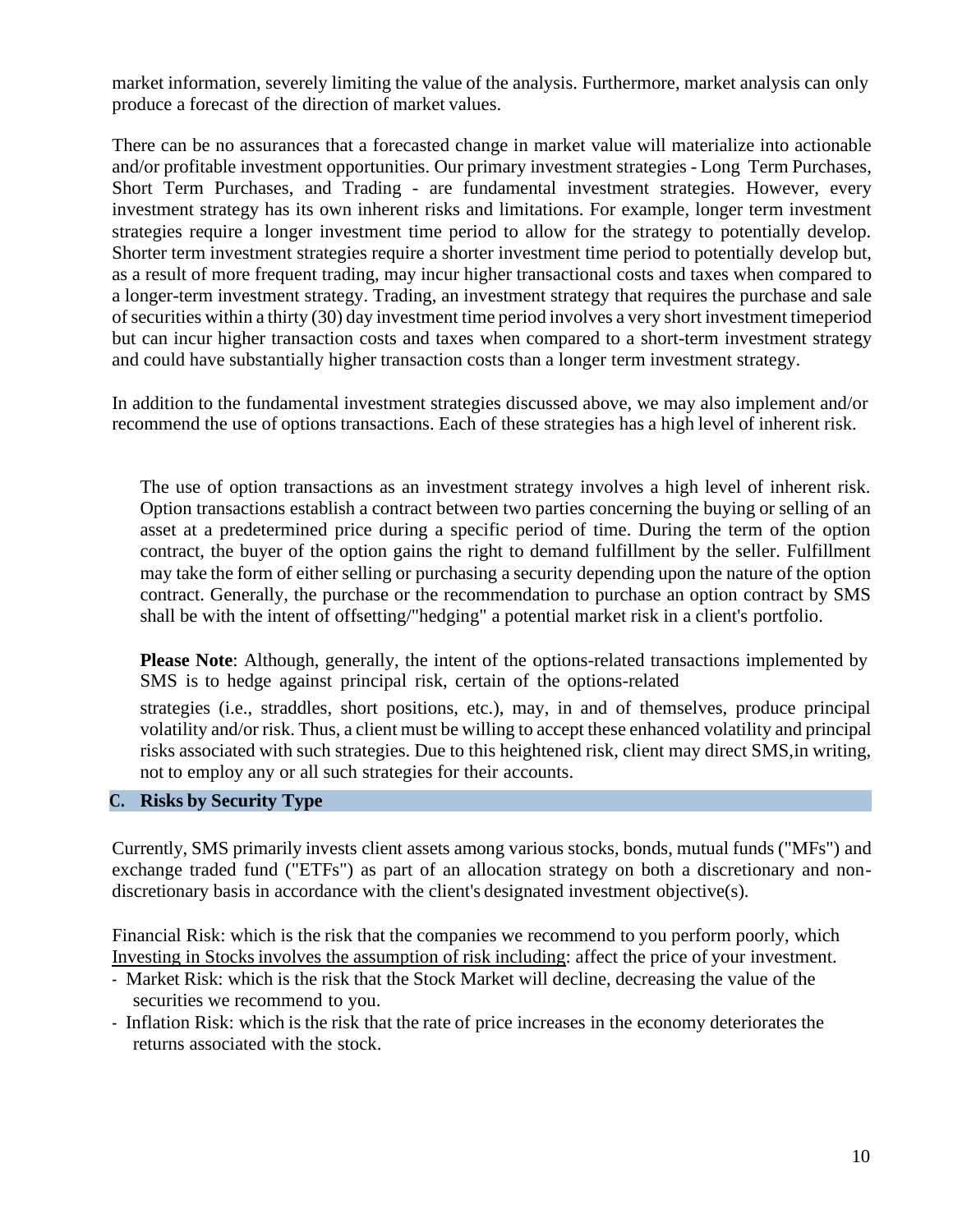market information, severely limiting the value of the analysis. Furthermore, market analysis can only produce a forecast of the direction of market values.

There can be no assurances that a forecasted change in market value will materialize into actionable and/or profitable investment opportunities. Our primary investment strategies - Long Term Purchases, Short Term Purchases, and Trading - are fundamental investment strategies. However, every investment strategy has its own inherent risks and limitations. For example, longer term investment strategies require a longer investment time period to allow for the strategy to potentially develop. Shorter term investment strategies require a shorter investment time period to potentially develop but, as a result of more frequent trading, may incur higher transactional costs and taxes when compared to a longer-term investment strategy. Trading, an investment strategy that requires the purchase and sale of securities within a thirty (30) day investment time period involves a very short investment timeperiod but can incur higher transaction costs and taxes when compared to a short-term investment strategy and could have substantially higher transaction costs than a longer term investment strategy.

In addition to the fundamental investment strategies discussed above, we may also implement and/or recommend the use of options transactions. Each of these strategies has a high level of inherent risk.

The use of option transactions as an investment strategy involves a high level of inherent risk. Option transactions establish a contract between two parties concerning the buying or selling of an asset at a predetermined price during a specific period of time. During the term of the option contract, the buyer of the option gains the right to demand fulfillment by the seller. Fulfillment may take the form of either selling or purchasing a security depending upon the nature of the option contract. Generally, the purchase or the recommendation to purchase an option contract by SMS shall be with the intent of offsetting/"hedging" a potential market risk in a client's portfolio.

**Please Note**: Although, generally, the intent of the options-related transactions implemented by SMS is to hedge against principal risk, certain of the options-related strategies (i.e., straddles, short positions, etc.), may, in and of themselves, produce principal volatility and/or risk. Thus, a client must be willing to accept these enhanced volatility and principal risks associated with such strategies. Due to this heightened risk, client may direct SMS,in writing, not to employ any or all such strategies for their accounts.

## C. Risks by Security Type

Currently, SMS primarily invests client assets among various stocks, bonds, mutual funds ("MFs") and exchange traded fund ("ETFs") as part of an allocation strategy on both a discretionary and non-discretionary basis in accordance with the client's designated investment objective(s).

Investing in Stocks involves the assumption of risk including:

- Financial Risk: which is the risk that the companies we recommend to you perform poorly, which affect the price of your investment.
- Market Risk: which is the risk that the Stock Market will decline, decreasing the value of the securities we recommend to you.
- Inflation Risk: which is the risk that the rate of price increases in the economy deteriorates the returns associated with the stock.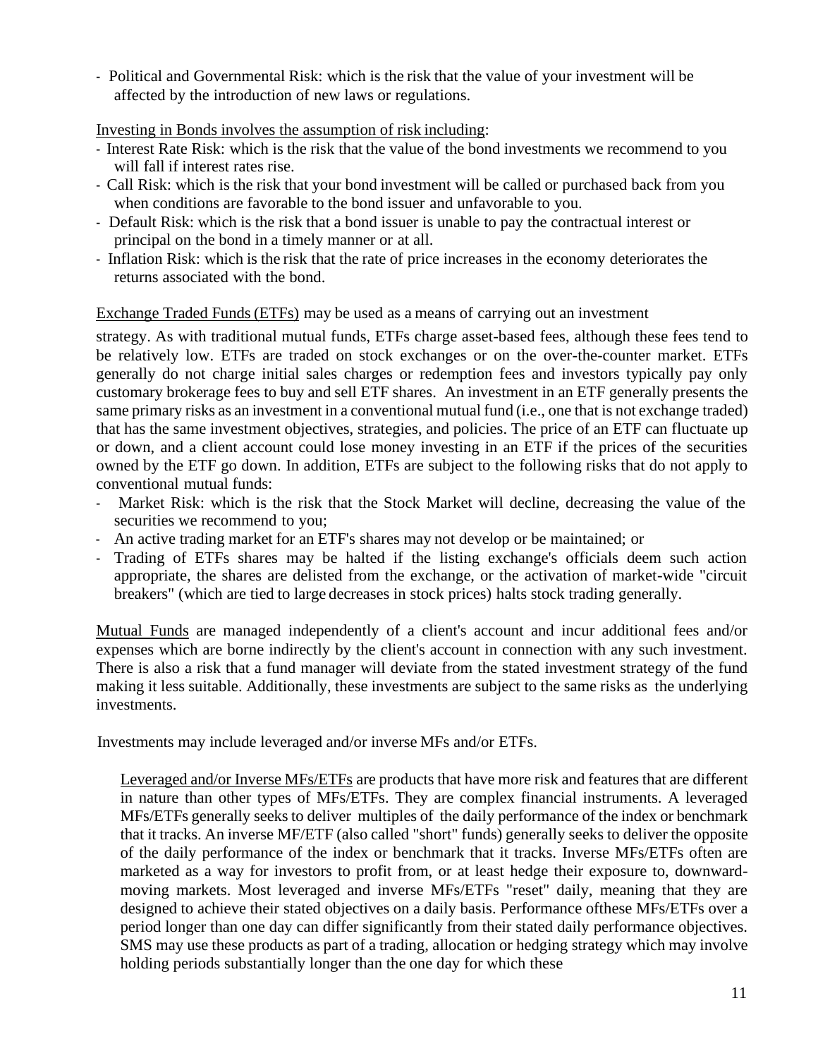- Political and Governmental Risk: which is the risk that the value of your investment will be affected by the introduction of new laws or regulations.

Investing in Bonds involves the assumption of risk including:

- Interest Rate Risk: which is the risk that the value of the bond investments we recommend to you will fall if interest rates rise.
- Call Risk: which is the risk that your bond investment will be called or purchased back from you when conditions are favorable to the bond issuer and unfavorable to you.
- Default Risk: which is the risk that a bond issuer is unable to pay the contractual interest or principal on the bond in a timely manner or at all.
- Inflation Risk: which is the risk that the rate of price increases in the economy deteriorates the returns associated with the bond.

Exchange Traded Funds (ETFs) may be used as a means of carrying out an investment strategy. As with traditional mutual funds, ETFs charge asset-based fees, although these fees tend to be relatively low. ETFs are traded on stock exchanges or on the over-the-counter market. ETFs generally do not charge initial sales charges or redemption fees and investors typically pay only customary brokerage fees to buy and sell ETF shares. An investment in an ETF generally presents the same primary risks as an investment in a conventional mutual fund (i.e., one that is not exchange traded) that has the same investment objectives, strategies, and policies. The price of an ETF can fluctuate up or down, and a client account could lose money investing in an ETF if the prices of the securities owned by the ETF go down. In addition, ETFs are subject to the following risks that do not apply to conventional mutual funds:

- Market Risk: which is the risk that the Stock Market will decline, decreasing the value of the securities we recommend to you;
- An active trading market for an ETF's shares may not develop or be maintained; or
- Trading of ETFs shares may be halted if the listing exchange's officials deem such action appropriate, the shares are delisted from the exchange, or the activation of market-wide "circuit breakers" (which are tied to large decreases in stock prices) halts stock trading generally.

Mutual Funds are managed independently of a client's account and incur additional fees and/or expenses which are borne indirectly by the client's account in connection with any such investment. There is also a risk that a fund manager will deviate from the stated investment strategy of the fund making it less suitable. Additionally, these investments are subject to the same risks as the underlying investments.

Investments may include leveraged and/or inverse MFs and/or ETFs.

Leveraged and/or Inverse MFs/ETFs are products that have more risk and features that are different in nature than other types of MFs/ETFs. They are complex financial instruments. A leveraged MFs/ETFs generally seeks to deliver multiples of the daily performance of the index or benchmark that it tracks. An inverse MF/ETF (also called "short" funds) generally seeks to deliver the opposite of the daily performance of the index or benchmark that it tracks. Inverse MFs/ETFs often are marketed as a way for investors to profit from, or at least hedge their exposure to, downward-moving markets. Most leveraged and inverse MFs/ETFs "reset" daily, meaning that they are designed to achieve their stated objectives on a daily basis. Performance ofthese MFs/ETFs over a period longer than one day can differ significantly from their stated daily performance objectives. SMS may use these products as part of a trading, allocation or hedging strategy which may involve holding periods substantially longer than the one day for which these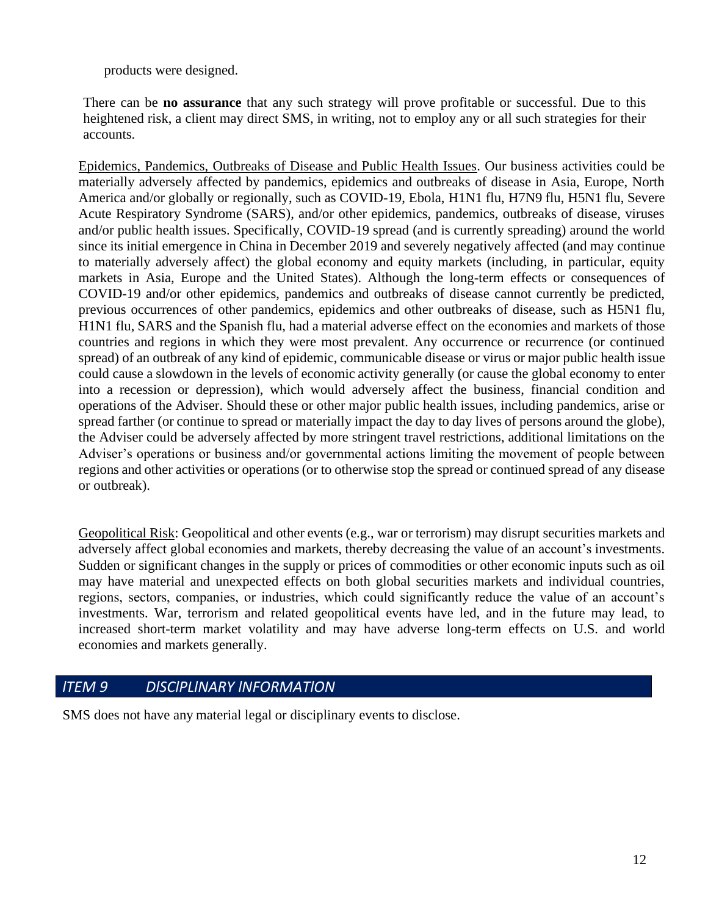products were designed.

There can be **no assurance** that any such strategy will prove profitable or successful. Due to this heightened risk, a client may direct SMS, in writing, not to employ any or all such strategies for their accounts.

Epidemics, Pandemics, Outbreaks of Disease and Public Health Issues. Our business activities could be materially adversely affected by pandemics, epidemics and outbreaks of disease in Asia, Europe, North America and/or globally or regionally, such as COVID-19, Ebola, H1N1 flu, H7N9 flu, H5N1 flu, Severe Acute Respiratory Syndrome (SARS), and/or other epidemics, pandemics, outbreaks of disease, viruses and/or public health issues. Specifically, COVID-19 spread (and is currently spreading) around the world since its initial emergence in China in December 2019 and severely negatively affected (and may continue to materially adversely affect) the global economy and equity markets (including, in particular, equity markets in Asia, Europe and the United States). Although the long-term effects or consequences of COVID-19 and/or other epidemics, pandemics and outbreaks of disease cannot currently be predicted, previous occurrences of other pandemics, epidemics and other outbreaks of disease, such as H5N1 flu, H1N1 flu, SARS and the Spanish flu, had a material adverse effect on the economies and markets of those countries and regions in which they were most prevalent. Any occurrence or recurrence (or continued spread) of an outbreak of any kind of epidemic, communicable disease or virus or major public health issue could cause a slowdown in the levels of economic activity generally (or cause the global economy to enter into a recession or depression), which would adversely affect the business, financial condition and operations of the Adviser. Should these or other major public health issues, including pandemics, arise or spread farther (or continue to spread or materially impact the day to day lives of persons around the globe), the Adviser could be adversely affected by more stringent travel restrictions, additional limitations on the Adviser's operations or business and/or governmental actions limiting the movement of people between regions and other activities or operations (or to otherwise stop the spread or continued spread of any disease or outbreak).

Geopolitical Risk: Geopolitical and other events (e.g., war or terrorism) may disrupt securities markets and adversely affect global economies and markets, thereby decreasing the value of an account's investments. Sudden or significant changes in the supply or prices of commodities or other economic inputs such as oil may have material and unexpected effects on both global securities markets and individual countries, regions, sectors, companies, or industries, which could significantly reduce the value of an account's investments. War, terrorism and related geopolitical events have led, and in the future may lead, to increased short-term market volatility and may have adverse long-term effects on U.S. and world economies and markets generally.

## *ITEM 9 DISCIPLINARY INFORMATION*

SMS does not have any material legal or disciplinary events to disclose.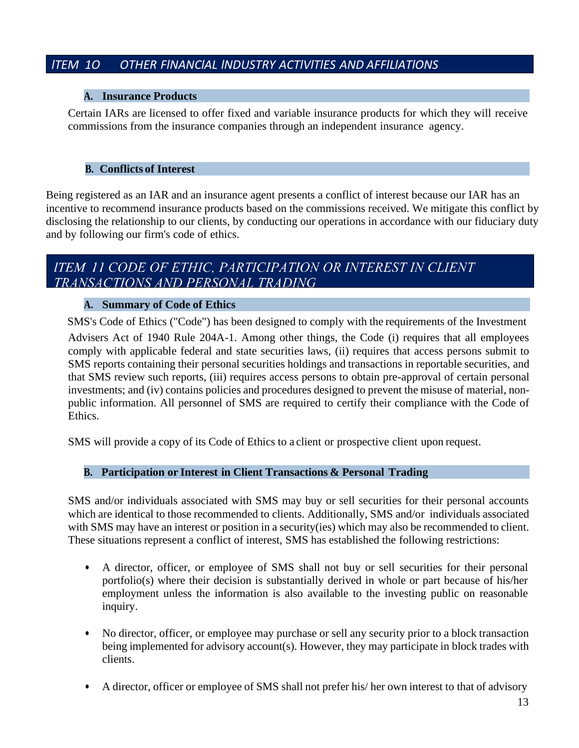## ITEM 10 OTHER FINANCIAL INDUSTRY ACTIVITIES AND AFFILIATIONS

### A. Insurance Products

Certain IARs are licensed to offer fixed and variable insurance products for which they will receive commissions from the insurance companies through an independent insurance agency.

### B. Conflicts of Interest

Being registered as an IAR and an insurance agent presents a conflict of interest because our IAR has an incentive to recommend insurance products based on the commissions received. We mitigate this conflict by disclosing the relationship to our clients, by conducting our operations in accordance with our fiduciary duty and by following our firm's code of ethics.

## ITEM 11 CODE OF ETHIC, PARTICIPATION OR INTEREST IN CLIENT TRANSACTIONS AND PERSONAL TRADING

### A. Summary of Code of Ethics

SMS's Code of Ethics ("Code") has been designed to comply with the requirements of the Investment Advisers Act of 1940 Rule 204A-1. Among other things, the Code (i) requires that all employees comply with applicable federal and state securities laws, (ii) requires that access persons submit to SMS reports containing their personal securities holdings and transactions in reportable securities, and that SMS review such reports, (iii) requires access persons to obtain pre-approval of certain personal investments; and (iv) contains policies and procedures designed to prevent the misuse of material, non-public information. All personnel of SMS are required to certify their compliance with the Code of Ethics.

SMS will provide a copy of its Code of Ethics to a client or prospective client upon request.

### B. Participation or Interest in Client Transactions & Personal Trading

SMS and/or individuals associated with SMS may buy or sell securities for their personal accounts which are identical to those recommended to clients. Additionally, SMS and/or individuals associated with SMS may have an interest or position in a security(ies) which may also be recommended to client. These situations represent a conflict of interest, SMS has established the following restrictions:

- A director, officer, or employee of SMS shall not buy or sell securities for their personal portfolio(s) where their decision is substantially derived in whole or part because of his/her employment unless the information is also available to the investing public on reasonable inquiry.
- No director, officer, or employee may purchase or sell any security prior to a block transaction being implemented for advisory account(s). However, they may participate in block trades with clients.
- A director, officer or employee of SMS shall not prefer his/ her own interest to that of advisory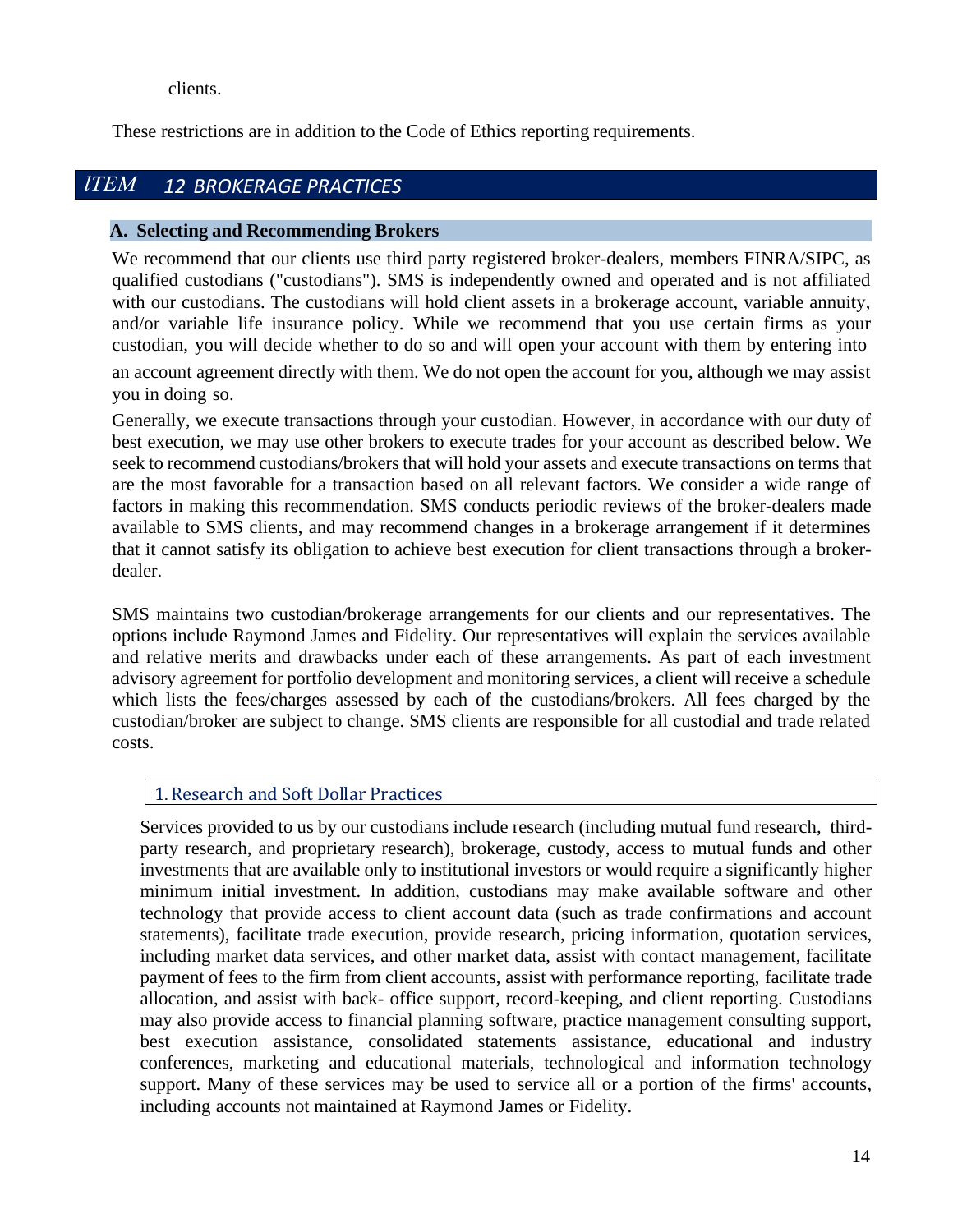clients.

These restrictions are in addition to the Code of Ethics reporting requirements.

## ITEM 12 BROKERAGE PRACTICES

### A. Selecting and Recommending Brokers

We recommend that our clients use third party registered broker-dealers, members FINRA/SIPC, as qualified custodians ("custodians"). SMS is independently owned and operated and is not affiliated with our custodians. The custodians will hold client assets in a brokerage account, variable annuity, and/or variable life insurance policy. While we recommend that you use certain firms as your custodian, you will decide whether to do so and will open your account with them by entering into an account agreement directly with them. We do not open the account for you, although we may assist you in doing so.

Generally, we execute transactions through your custodian. However, in accordance with our duty of best execution, we may use other brokers to execute trades for your account as described below. We seek to recommend custodians/brokers that will hold your assets and execute transactions on terms that are the most favorable for a transaction based on all relevant factors. We consider a wide range of factors in making this recommendation. SMS conducts periodic reviews of the broker-dealers made available to SMS clients, and may recommend changes in a brokerage arrangement if it determines that it cannot satisfy its obligation to achieve best execution for client transactions through a broker-dealer.

SMS maintains two custodian/brokerage arrangements for our clients and our representatives. The options include Raymond James and Fidelity. Our representatives will explain the services available and relative merits and drawbacks under each of these arrangements. As part of each investment advisory agreement for portfolio development and monitoring services, a client will receive a schedule which lists the fees/charges assessed by each of the custodians/brokers. All fees charged by the custodian/broker are subject to change. SMS clients are responsible for all custodial and trade related costs.

#### 1. Research and Soft Dollar Practices

Services provided to us by our custodians include research (including mutual fund research, third-party research, and proprietary research), brokerage, custody, access to mutual funds and other investments that are available only to institutional investors or would require a significantly higher minimum initial investment. In addition, custodians may make available software and other technology that provide access to client account data (such as trade confirmations and account statements), facilitate trade execution, provide research, pricing information, quotation services, including market data services, and other market data, assist with contact management, facilitate payment of fees to the firm from client accounts, assist with performance reporting, facilitate trade allocation, and assist with back- office support, record-keeping, and client reporting. Custodians may also provide access to financial planning software, practice management consulting support, best execution assistance, consolidated statements assistance, educational and industry conferences, marketing and educational materials, technological and information technology support. Many of these services may be used to service all or a portion of the firms' accounts, including accounts not maintained at Raymond James or Fidelity.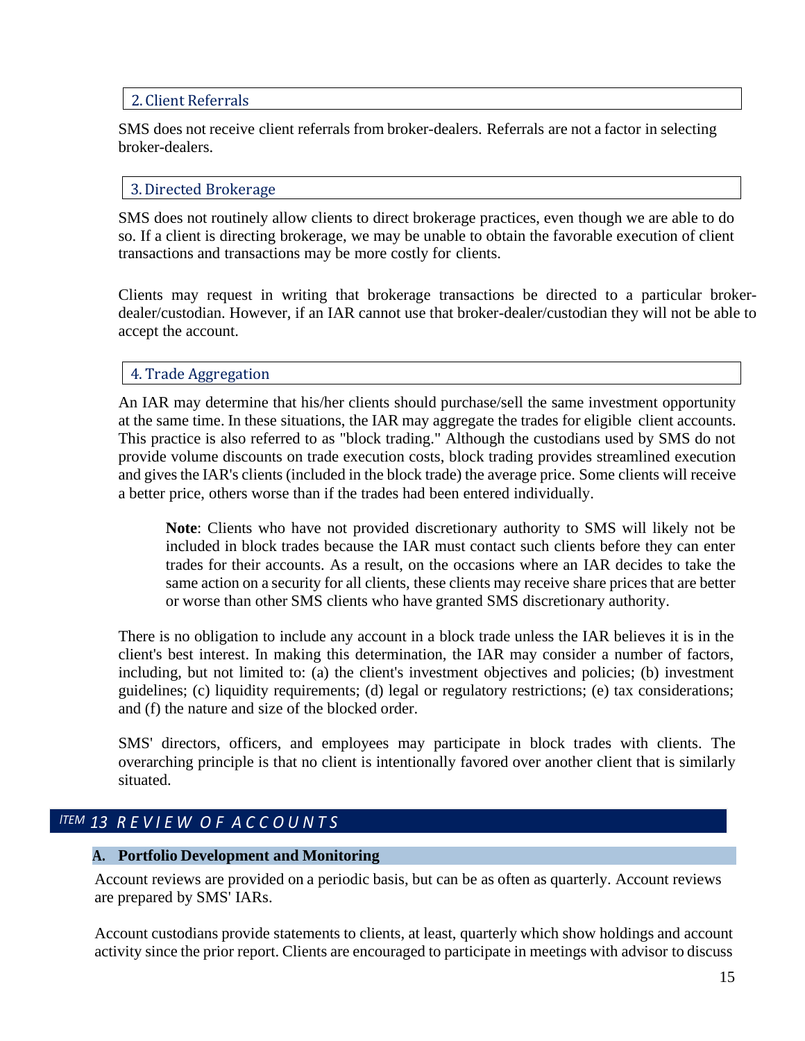### 2. Client Referrals

SMS does not receive client referrals from broker-dealers. Referrals are not a factor in selecting broker-dealers.

### 3. Directed Brokerage

SMS does not routinely allow clients to direct brokerage practices, even though we are able to do so. If a client is directing brokerage, we may be unable to obtain the favorable execution of client transactions and transactions may be more costly for clients.

Clients may request in writing that brokerage transactions be directed to a particular broker-dealer/custodian. However, if an IAR cannot use that broker-dealer/custodian they will not be able to accept the account.

### 4. Trade Aggregation

An IAR may determine that his/her clients should purchase/sell the same investment opportunity at the same time. In these situations, the IAR may aggregate the trades for eligible client accounts. This practice is also referred to as "block trading." Although the custodians used by SMS do not provide volume discounts on trade execution costs, block trading provides streamlined execution and gives the IAR's clients (included in the block trade) the average price. Some clients will receive a better price, others worse than if the trades had been entered individually.

> **Note**: Clients who have not provided discretionary authority to SMS will likely not be included in block trades because the IAR must contact such clients before they can enter trades for their accounts. As a result, on the occasions where an IAR decides to take the same action on a security for all clients, these clients may receive share prices that are better or worse than other SMS clients who have granted SMS discretionary authority.

There is no obligation to include any account in a block trade unless the IAR believes it is in the client's best interest. In making this determination, the IAR may consider a number of factors, including, but not limited to: (a) the client's investment objectives and policies; (b) investment guidelines; (c) liquidity requirements; (d) legal or regulatory restrictions; (e) tax considerations; and (f) the nature and size of the blocked order.

SMS' directors, officers, and employees may participate in block trades with clients. The overarching principle is that no client is intentionally favored over another client that is similarly situated.

## ITEM 13 REVIEW OF ACCOUNTS

### A. Portfolio Development and Monitoring

Account reviews are provided on a periodic basis, but can be as often as quarterly. Account reviews are prepared by SMS' IARs.

Account custodians provide statements to clients, at least, quarterly which show holdings and account activity since the prior report. Clients are encouraged to participate in meetings with advisor to discuss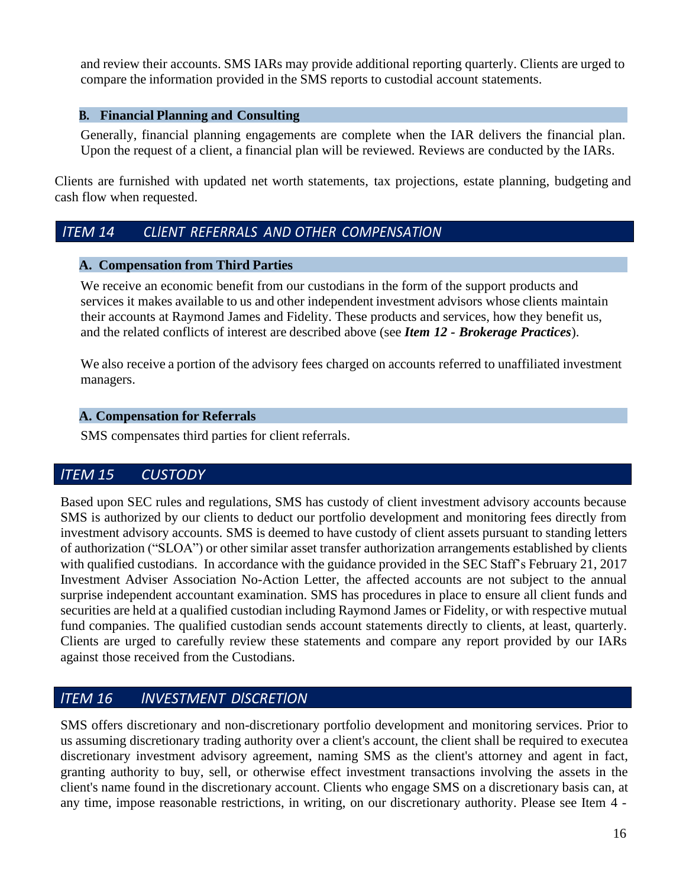and review their accounts. SMS IARs may provide additional reporting quarterly. Clients are urged to compare the information provided in the SMS reports to custodial account statements.

### B. Financial Planning and Consulting

Generally, financial planning engagements are complete when the IAR delivers the financial plan. Upon the request of a client, a financial plan will be reviewed. Reviews are conducted by the IARs.

Clients are furnished with updated net worth statements, tax projections, estate planning, budgeting and cash flow when requested.

## *ITEM 14 CLIENT REFERRALS AND OTHER COMPENSATION*

### A. Compensation from Third Parties

We receive an economic benefit from our custodians in the form of the support products and services it makes available to us and other independent investment advisors whose clients maintain their accounts at Raymond James and Fidelity. These products and services, how they benefit us, and the related conflicts of interest are described above (see ***Item 12 - Brokerage Practices***).

We also receive a portion of the advisory fees charged on accounts referred to unaffiliated investment managers.

### A. Compensation for Referrals

SMS compensates third parties for client referrals.

## *ITEM 15 CUSTODY*

Based upon SEC rules and regulations, SMS has custody of client investment advisory accounts because SMS is authorized by our clients to deduct our portfolio development and monitoring fees directly from investment advisory accounts. SMS is deemed to have custody of client assets pursuant to standing letters of authorization ("SLOA") or other similar asset transfer authorization arrangements established by clients with qualified custodians. In accordance with the guidance provided in the SEC Staff's February 21, 2017 Investment Adviser Association No-Action Letter, the affected accounts are not subject to the annual surprise independent accountant examination. SMS has procedures in place to ensure all client funds and securities are held at a qualified custodian including Raymond James or Fidelity, or with respective mutual fund companies. The qualified custodian sends account statements directly to clients, at least, quarterly. Clients are urged to carefully review these statements and compare any report provided by our IARs against those received from the Custodians.

## *ITEM 16 INVESTMENT DISCRETION*

SMS offers discretionary and non-discretionary portfolio development and monitoring services. Prior to us assuming discretionary trading authority over a client's account, the client shall be required to executea discretionary investment advisory agreement, naming SMS as the client's attorney and agent in fact, granting authority to buy, sell, or otherwise effect investment transactions involving the assets in the client's name found in the discretionary account. Clients who engage SMS on a discretionary basis can, at any time, impose reasonable restrictions, in writing, on our discretionary authority. Please see Item 4 -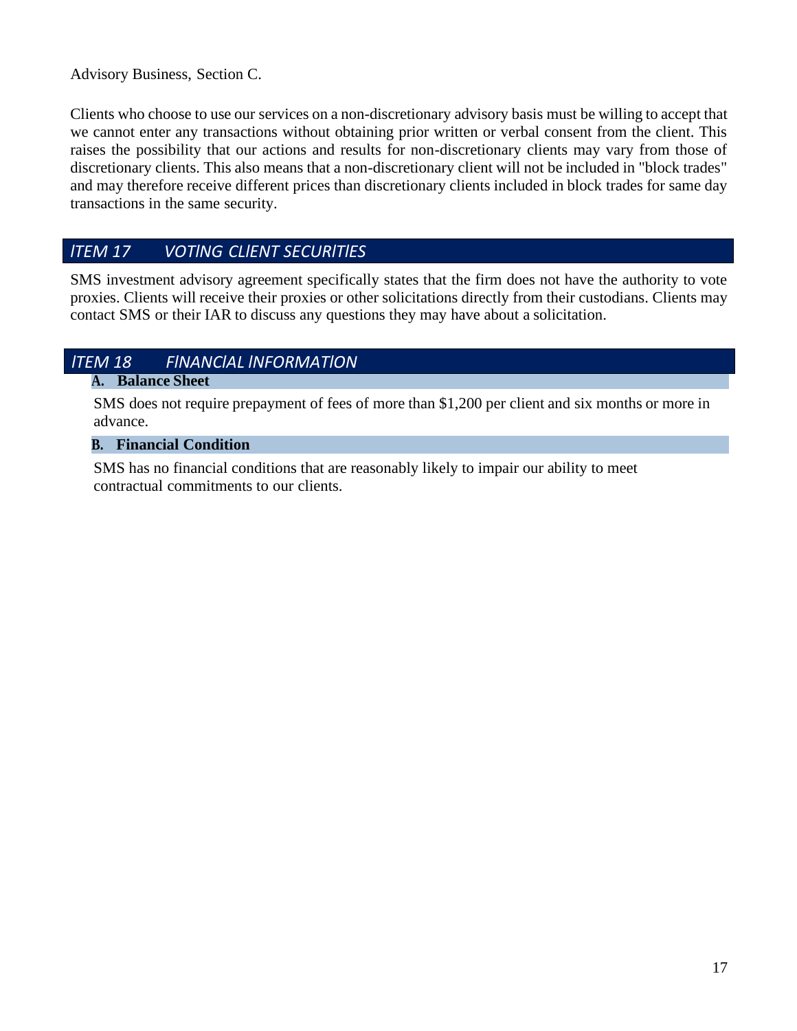Advisory Business, Section C.

Clients who choose to use our services on a non-discretionary advisory basis must be willing to accept that we cannot enter any transactions without obtaining prior written or verbal consent from the client. This raises the possibility that our actions and results for non-discretionary clients may vary from those of discretionary clients. This also means that a non-discretionary client will not be included in "block trades" and may therefore receive different prices than discretionary clients included in block trades for same day transactions in the same security.

## *ITEM 17 VOTING CLIENT SECURITIES*

SMS investment advisory agreement specifically states that the firm does not have the authority to vote proxies. Clients will receive their proxies or other solicitations directly from their custodians. Clients may contact SMS or their IAR to discuss any questions they may have about a solicitation.

## *ITEM 18 FINANCIAL INFORMATION*

### A. Balance Sheet

SMS does not require prepayment of fees of more than $1,200 per client and six months or more in advance.

### B. Financial Condition

SMS has no financial conditions that are reasonably likely to impair our ability to meet contractual commitments to our clients.